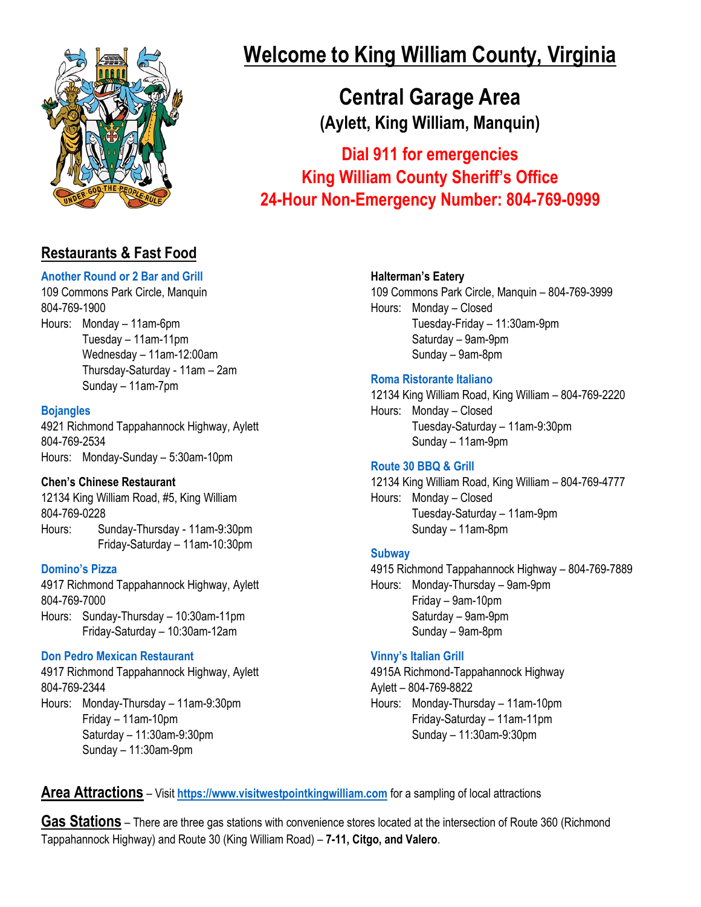# Welcome to King William County, Virginia

## Central Garage Area

**(Aylett, King William, Manquin)**

**Dial 911 for emergencies**

**King William County Sheriff's Office**

**24-Hour Non-Emergency Number: 804-769-0999**

## Restaurants & Fast Food

**Another Round or 2 Bar and Grill**
109 Commons Park Circle, Manquin
804-769-1900
Hours: Monday – 11am-6pm
Tuesday – 11am-11pm
Wednesday – 11am-12:00am
Thursday-Saturday - 11am – 2am
Sunday – 11am-7pm

**Bojangles**
4921 Richmond Tappahannock Highway, Aylett
804-769-2534
Hours: Monday-Sunday – 5:30am-10pm

**Chen's Chinese Restaurant**
12134 King William Road, #5, King William
804-769-0228
Hours: Sunday-Thursday - 11am-9:30pm
Friday-Saturday – 11am-10:30pm

**Domino's Pizza**
4917 Richmond Tappahannock Highway, Aylett
804-769-7000
Hours: Sunday-Thursday – 10:30am-11pm
Friday-Saturday – 10:30am-12am

**Don Pedro Mexican Restaurant**
4917 Richmond Tappahannock Highway, Aylett
804-769-2344
Hours: Monday-Thursday – 11am-9:30pm
Friday – 11am-10pm
Saturday – 11:30am-9:30pm
Sunday – 11:30am-9pm

**Halterman's Eatery**
109 Commons Park Circle, Manquin – 804-769-3999
Hours: Monday – Closed
Tuesday-Friday – 11:30am-9pm
Saturday – 9am-9pm
Sunday – 9am-8pm

**Roma Ristorante Italiano**
12134 King William Road, King William – 804-769-2220
Hours: Monday – Closed
Tuesday-Saturday – 11am-9:30pm
Sunday – 11am-9pm

**Route 30 BBQ & Grill**
12134 King William Road, King William – 804-769-4777
Hours: Monday – Closed
Tuesday-Saturday – 11am-9pm
Sunday – 11am-8pm

**Subway**
4915 Richmond Tappahannock Highway – 804-769-7889
Hours: Monday-Thursday – 9am-9pm
Friday – 9am-10pm
Saturday – 9am-9pm
Sunday – 9am-8pm

**Vinny's Italian Grill**
4915A Richmond-Tappahannock Highway
Aylett – 804-769-8822
Hours: Monday-Thursday – 11am-10pm
Friday-Saturday – 11am-11pm
Sunday – 11:30am-9:30pm

**Area Attractions** – Visit **https://www.visitwestpointkingwilliam.com** for a sampling of local attractions

**Gas Stations** – There are three gas stations with convenience stores located at the intersection of Route 360 (Richmond Tappahannock Highway) and Route 30 (King William Road) – **7-11, Citgo, and Valero**.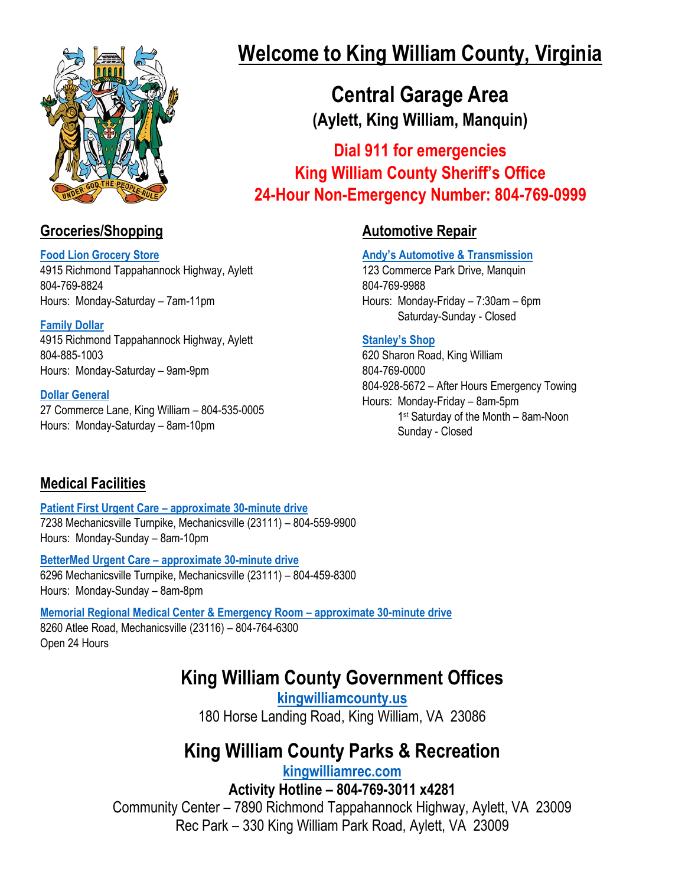# Welcome to King William County, Virginia

## Central Garage Area

**(Aylett, King William, Manquin)**

**Dial 911 for emergencies**

**King William County Sheriff's Office**

**24-Hour Non-Emergency Number: 804-769-0999**

## Groceries/Shopping

**Food Lion Grocery Store**
4915 Richmond Tappahannock Highway, Aylett
804-769-8824
Hours: Monday-Saturday – 7am-11pm

**Family Dollar**
4915 Richmond Tappahannock Highway, Aylett
804-885-1003
Hours: Monday-Saturday – 9am-9pm

**Dollar General**
27 Commerce Lane, King William – 804-535-0005
Hours: Monday-Saturday – 8am-10pm

## Automotive Repair

**Andy's Automotive & Transmission**
123 Commerce Park Drive, Manquin
804-769-9988
Hours: Monday-Friday – 7:30am – 6pm
Saturday-Sunday - Closed

**Stanley's Shop**
620 Sharon Road, King William
804-769-0000
804-928-5672 – After Hours Emergency Towing
Hours: Monday-Friday – 8am-5pm
1st Saturday of the Month – 8am-Noon
Sunday - Closed

## Medical Facilities

**Patient First Urgent Care – approximate 30-minute drive**
7238 Mechanicsville Turnpike, Mechanicsville (23111) – 804-559-9900
Hours: Monday-Sunday – 8am-10pm

**BetterMed Urgent Care – approximate 30-minute drive**
6296 Mechanicsville Turnpike, Mechanicsville (23111) – 804-459-8300
Hours: Monday-Sunday – 8am-8pm

**Memorial Regional Medical Center & Emergency Room – approximate 30-minute drive**
8260 Atlee Road, Mechanicsville (23116) – 804-764-6300
Open 24 Hours

## King William County Government Offices

kingwilliamcounty.us
180 Horse Landing Road, King William, VA 23086

## King William County Parks & Recreation

kingwilliamrec.com

**Activity Hotline – 804-769-3011 x4281**

Community Center – 7890 Richmond Tappahannock Highway, Aylett, VA 23009
Rec Park – 330 King William Park Road, Aylett, VA 23009